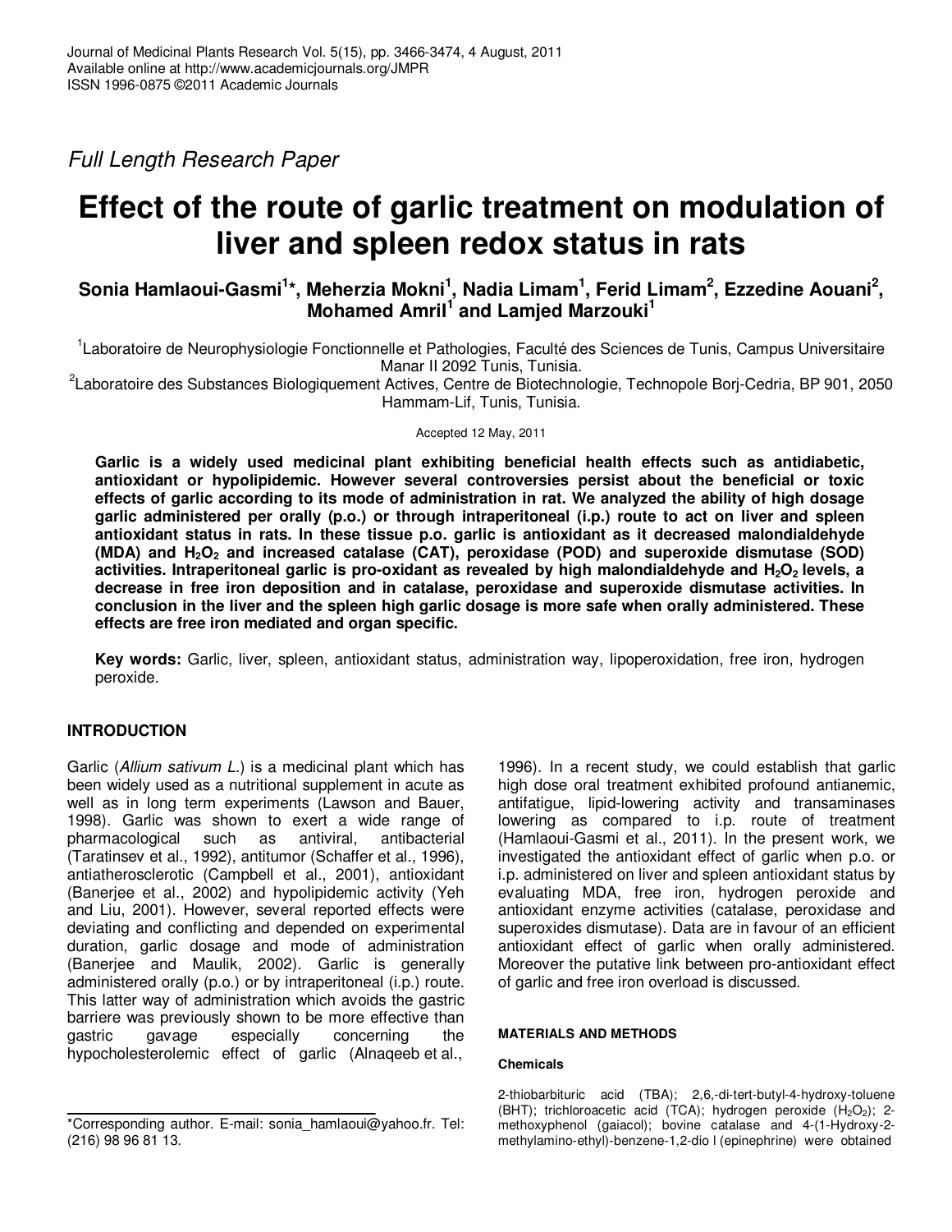Journal of Medicinal Plants Research Vol. 5(15), pp. 3466-3474, 4 August, 2011
Available online at http://www.academicjournals.org/JMPR
ISSN 1996-0875 ©2011 Academic Journals

*Full Length Research Paper*

# Effect of the route of garlic treatment on modulation of liver and spleen redox status in rats

**Sonia Hamlaoui-Gasmi[1]*, Meherzia Mokni[1], Nadia Limam[1], Ferid Limam[2], Ezzedine Aouani[2], Mohamed Amril[1] and Lamjed Marzouki[1]**

[1]Laboratoire de Neurophysiologie Fonctionnelle et Pathologies, Faculté des Sciences de Tunis, Campus Universitaire Manar II 2092 Tunis, Tunisia.

[2]Laboratoire des Substances Biologiquement Actives, Centre de Biotechnologie, Technopole Borj-Cedria, BP 901, 2050 Hammam-Lif, Tunis, Tunisia.

Accepted 12 May, 2011

**Garlic is a widely used medicinal plant exhibiting beneficial health effects such as antidiabetic, antioxidant or hypolipidemic. However several controversies persist about the beneficial or toxic effects of garlic according to its mode of administration in rat. We analyzed the ability of high dosage garlic administered per orally (p.o.) or through intraperitoneal (i.p.) route to act on liver and spleen antioxidant status in rats. In these tissue p.o. garlic is antioxidant as it decreased malondialdehyde (MDA) and $H_2O_2$ and increased catalase (CAT), peroxidase (POD) and superoxide dismutase (SOD) activities. Intraperitoneal garlic is pro-oxidant as revealed by high malondialdehyde and $H_2O_2$ levels, a decrease in free iron deposition and in catalase, peroxidase and superoxide dismutase activities. In conclusion in the liver and the spleen high garlic dosage is more safe when orally administered. These effects are free iron mediated and organ specific.**

**Key words:** Garlic, liver, spleen, antioxidant status, administration way, lipoperoxidation, free iron, hydrogen peroxide.

## INTRODUCTION

Garlic (*Allium sativum L.*) is a medicinal plant which has been widely used as a nutritional supplement in acute as well as in long term experiments (Lawson and Bauer, 1998). Garlic was shown to exert a wide range of pharmacological such as antiviral, antibacterial (Taratinsev et al., 1992), antitumor (Schaffer et al., 1996), antiatherosclerotic (Campbell et al., 2001), antioxidant (Banerjee et al., 2002) and hypolipidemic activity (Yeh and Liu, 2001). However, several reported effects were deviating and conflicting and depended on experimental duration, garlic dosage and mode of administration (Banerjee and Maulik, 2002). Garlic is generally administered orally (p.o.) or by intraperitoneal (i.p.) route. This latter way of administration which avoids the gastric barriere was previously shown to be more effective than gastric gavage especially concerning the hypocholesterolemic effect of garlic (Alnaqeeb et al., 1996). In a recent study, we could establish that garlic high dose oral treatment exhibited profound antianemic, antifatigue, lipid-lowering activity and transaminases lowering as compared to i.p. route of treatment (Hamlaoui-Gasmi et al., 2011). In the present work, we investigated the antioxidant effect of garlic when p.o. or i.p. administered on liver and spleen antioxidant status by evaluating MDA, free iron, hydrogen peroxide and antioxidant enzyme activities (catalase, peroxidase and superoxides dismutase). Data are in favour of an efficient antioxidant effect of garlic when orally administered. Moreover the putative link between pro-antioxidant effect of garlic and free iron overload is discussed.

## MATERIALS AND METHODS

### Chemicals

2-thiobarbituric acid (TBA); 2,6,-di-tert-butyl-4-hydroxy-toluene (BHT); trichloroacetic acid (TCA); hydrogen peroxide ($H_2O_2$); 2-methoxyphenol (gaiacol); bovine catalase and 4-(1-Hydroxy-2-methylamino-ethyl)-benzene-1,2-dio l (epinephrine) were obtained

*Corresponding author. E-mail: sonia_hamlaoui@yahoo.fr. Tel: (216) 98 96 81 13.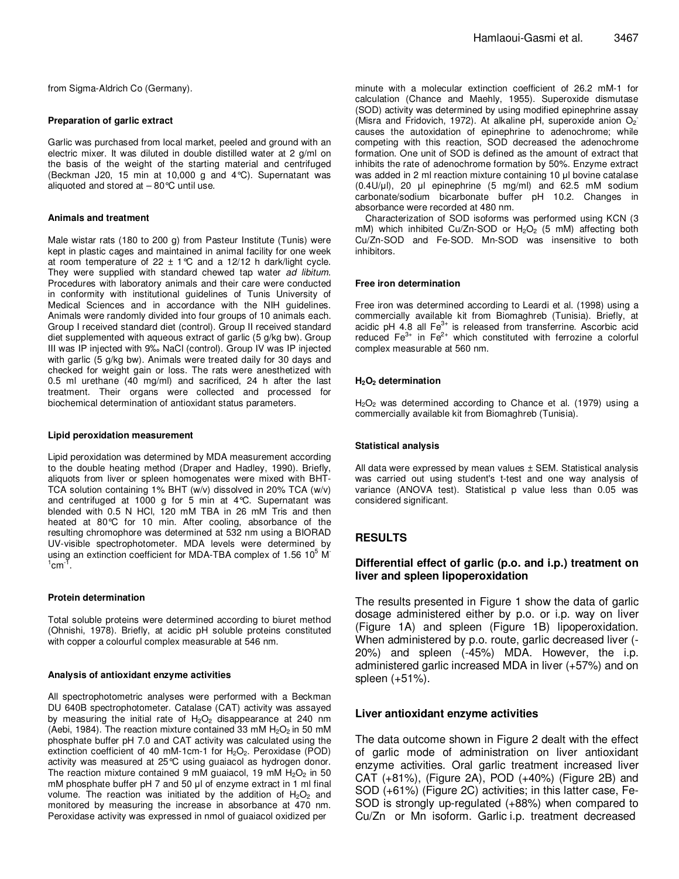from Sigma-Aldrich Co (Germany).

#### Preparation of garlic extract

Garlic was purchased from local market, peeled and ground with an electric mixer. It was diluted in double distilled water at 2 g/ml on the basis of the weight of the starting material and centrifuged (Beckman J20, 15 min at 10,000 g and 4°C). Supernatant was aliquoted and stored at – 80°C until use.

#### Animals and treatment

Male wistar rats (180 to 200 g) from Pasteur Institute (Tunis) were kept in plastic cages and maintained in animal facility for one week at room temperature of 22 ± 1°C and a 12/12 h dark/light cycle. They were supplied with standard chewed tap water *ad libitum*. Procedures with laboratory animals and their care were conducted in conformity with institutional guidelines of Tunis University of Medical Sciences and in accordance with the NIH guidelines. Animals were randomly divided into four groups of 10 animals each. Group I received standard diet (control). Group II received standard diet supplemented with aqueous extract of garlic (5 g/kg bw). Group III was IP injected with 9‰ NaCl (control). Group IV was IP injected with garlic (5 g/kg bw). Animals were treated daily for 30 days and checked for weight gain or loss. The rats were anesthetized with 0.5 ml urethane (40 mg/ml) and sacrificed, 24 h after the last treatment. Their organs were collected and processed for biochemical determination of antioxidant status parameters.

#### Lipid peroxidation measurement

Lipid peroxidation was determined by MDA measurement according to the double heating method (Draper and Hadley, 1990). Briefly, aliquots from liver or spleen homogenates were mixed with BHT-TCA solution containing 1% BHT (w/v) dissolved in 20% TCA (w/v) and centrifuged at 1000 g for 5 min at 4°C. Supernatant was blended with 0.5 N HCl, 120 mM TBA in 26 mM Tris and then heated at 80°C for 10 min. After cooling, absorbance of the resulting chromophore was determined at 532 nm using a BIORAD UV-visible spectrophotometer. MDA levels were determined by using an extinction coefficient for MDA-TBA complex of 1.56 $10^5$ $M^{-1}cm^{-1}$.

#### Protein determination

Total soluble proteins were determined according to biuret method (Ohnishi, 1978). Briefly, at acidic pH soluble proteins constituted with copper a colourful complex measurable at 546 nm.

#### Analysis of antioxidant enzyme activities

All spectrophotometric analyses were performed with a Beckman DU 640B spectrophotometer. Catalase (CAT) activity was assayed by measuring the initial rate of $H_2O_2$ disappearance at 240 nm (Aebi, 1984). The reaction mixture contained 33 mM $H_2O_2$ in 50 mM phosphate buffer pH 7.0 and CAT activity was calculated using the extinction coefficient of 40 mM-1cm-1 for $H_2O_2$. Peroxidase (POD) activity was measured at 25°C using guaiacol as hydrogen donor. The reaction mixture contained 9 mM guaiacol, 19 mM $H_2O_2$ in 50 mM phosphate buffer pH 7 and 50 µl of enzyme extract in 1 ml final volume. The reaction was initiated by the addition of $H_2O_2$ and monitored by measuring the increase in absorbance at 470 nm. Peroxidase activity was expressed in nmol of guaiacol oxidized per minute with a molecular extinction coefficient of 26.2 mM-1 for calculation (Chance and Maehly, 1955). Superoxide dismutase (SOD) activity was determined by using modified epinephrine assay (Misra and Fridovich, 1972). At alkaline pH, superoxide anion $O_2^-$ causes the autoxidation of epinephrine to adenochrome; while competing with this reaction, SOD decreased the adenochrome formation. One unit of SOD is defined as the amount of extract that inhibits the rate of adenochrome formation by 50%. Enzyme extract was added in 2 ml reaction mixture containing 10 µl bovine catalase (0.4U/µl), 20 µl epinephrine (5 mg/ml) and 62.5 mM sodium carbonate/sodium bicarbonate buffer pH 10.2. Changes in absorbance were recorded at 480 nm.

Characterization of SOD isoforms was performed using KCN (3 mM) which inhibited Cu/Zn-SOD or $H_2O_2$ (5 mM) affecting both Cu/Zn-SOD and Fe-SOD. Mn-SOD was insensitive to both inhibitors.

#### Free iron determination

Free iron was determined according to Leardi et al. (1998) using a commercially available kit from Biomaghreb (Tunisia). Briefly, at acidic pH 4.8 all $Fe^{3+}$ is released from transferrine. Ascorbic acid reduced $Fe^{3+}$ in $Fe^{2+}$ which constituted with ferrozine a colorful complex measurable at 560 nm.

#### $H_2O_2$ determination

$H_2O_2$ was determined according to Chance et al. (1979) using a commercially available kit from Biomaghreb (Tunisia).

#### Statistical analysis

All data were expressed by mean values ± SEM. Statistical analysis was carried out using student's t-test and one way analysis of variance (ANOVA test). Statistical p value less than 0.05 was considered significant.

## RESULTS

### Differential effect of garlic (p.o. and i.p.) treatment on liver and spleen lipoperoxidation

The results presented in Figure 1 show the data of garlic dosage administered either by p.o. or i.p. way on liver (Figure 1A) and spleen (Figure 1B) lipoperoxidation. When administered by p.o. route, garlic decreased liver (-20%) and spleen (-45%) MDA. However, the i.p. administered garlic increased MDA in liver (+57%) and on spleen (+51%).

### Liver antioxidant enzyme activities

The data outcome shown in Figure 2 dealt with the effect of garlic mode of administration on liver antioxidant enzyme activities. Oral garlic treatment increased liver CAT (+81%), (Figure 2A), POD (+40%) (Figure 2B) and SOD (+61%) (Figure 2C) activities; in this latter case, Fe-SOD is strongly up-regulated (+88%) when compared to Cu/Zn or Mn isoform. Garlic i.p. treatment decreased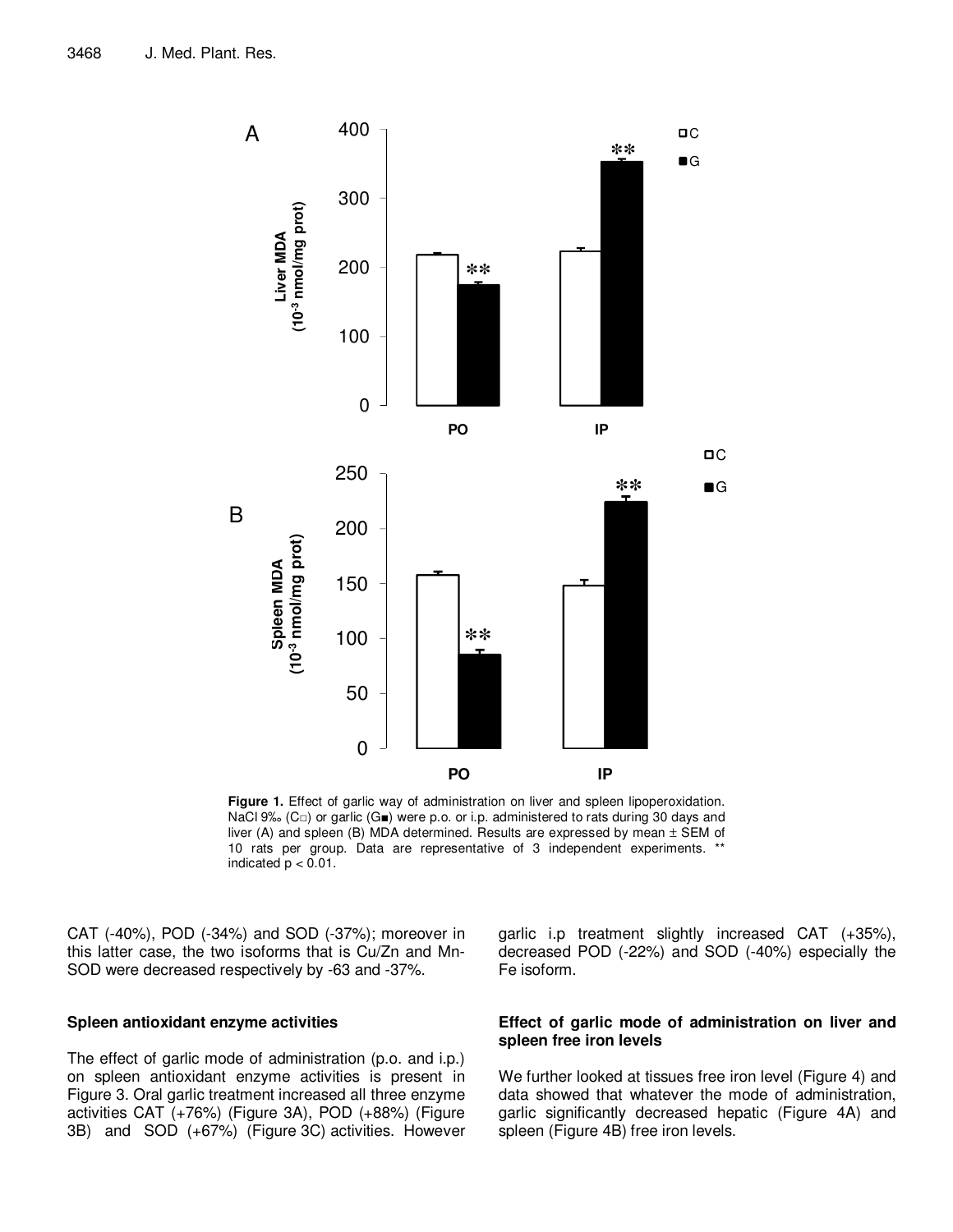A

400

300

200

100

0

Liver MDA ($10^{-3}$ nmol/mg prot)

□C

■G

**

**

PO

IP

B

250

200

150

100

50

0

Spleen MDA ($10^{-3}$ nmol/mg prot)

□C

■G

**

**

PO

IP

**Figure 1.** Effect of garlic way of administration on liver and spleen lipoperoxidation. NaCl 9‰ (C□) or garlic (G■) were p.o. or i.p. administered to rats during 30 days and liver (A) and spleen (B) MDA determined. Results are expressed by mean ± SEM of 10 rats per group. Data are representative of 3 independent experiments. ** indicated $p < 0.01$.

CAT (-40%), POD (-34%) and SOD (-37%); moreover in this latter case, the two isoforms that is Cu/Zn and Mn-SOD were decreased respectively by -63 and -37%.

### Spleen antioxidant enzyme activities

The effect of garlic mode of administration (p.o. and i.p.) on spleen antioxidant enzyme activities is present in Figure 3. Oral garlic treatment increased all three enzyme activities CAT (+76%) (Figure 3A), POD (+88%) (Figure 3B) and SOD (+67%) (Figure 3C) activities. However garlic i.p treatment slightly increased CAT (+35%), decreased POD (-22%) and SOD (-40%) especially the Fe isoform.

### Effect of garlic mode of administration on liver and spleen free iron levels

We further looked at tissues free iron level (Figure 4) and data showed that whatever the mode of administration, garlic significantly decreased hepatic (Figure 4A) and spleen (Figure 4B) free iron levels.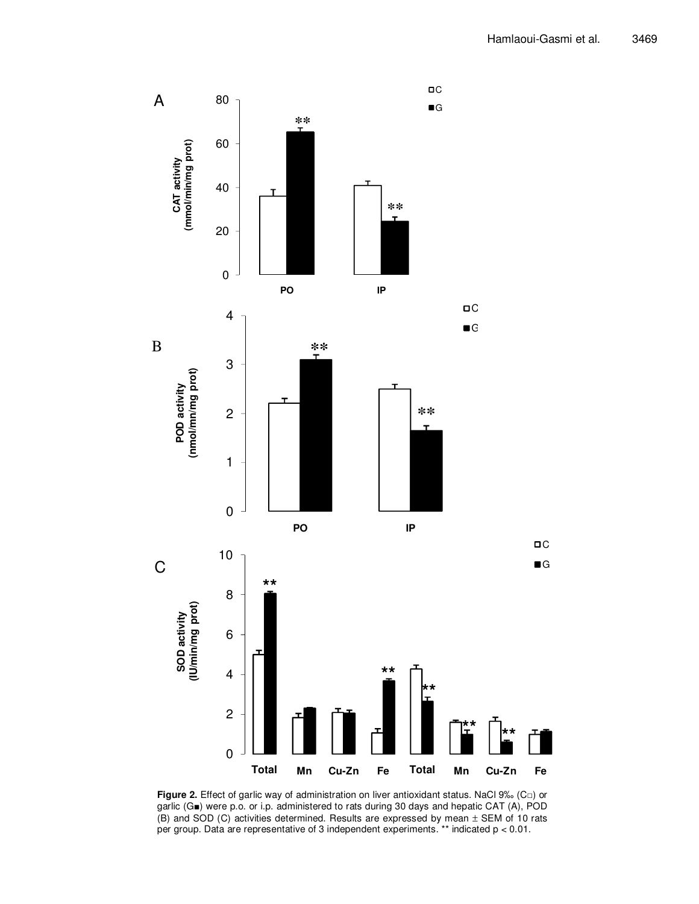A

□C
■G

CAT activity (mmol/min/mg prot)

80
60
40
20
0

**
**

PO
IP

B

□C
■G

POD activity (nmol/mn/mg prot)

4
3
2
1
0

**
**

PO
IP

C

□C
■G

SOD activity (IU/min/mg prot)

10
8
6
4
2
0

**
**
**
**
**

Total
Mn
Cu-Zn
Fe
Total
Mn
Cu-Zn
Fe

**Figure 2.** Effect of garlic way of administration on liver antioxidant status. NaCl 9‰ (C□) or garlic (G■) were p.o. or i.p. administered to rats during 30 days and hepatic CAT (A), POD (B) and SOD (C) activities determined. Results are expressed by mean ± SEM of 10 rats per group. Data are representative of 3 independent experiments. ** indicated $p < 0.01$.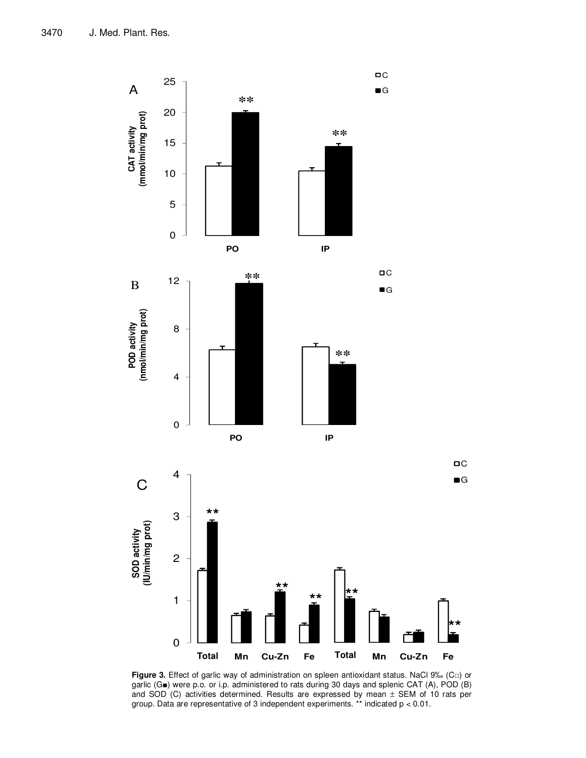A

CAT activity (mmol/min/mg prot)

25
20
15
10
5
0

**

**

PO
IP

□C
■G

B

POD activity (nmol/min/mg prot)

12
8
4
0

**

**

PO
IP

□C
■G

C

SOD activity (IU/min/mg prot)

4
3
2
1
0

**
**
**
**
**

Total
Mn
Cu-Zn
Fe
Total
Mn
Cu-Zn
Fe

□C
■G

**Figure 3.** Effect of garlic way of administration on spleen antioxidant status. NaCl 9‰ (C□) or garlic (G■) were p.o. or i.p. administered to rats during 30 days and splenic CAT (A), POD (B) and SOD (C) activities determined. Results are expressed by mean ± SEM of 10 rats per group. Data are representative of 3 independent experiments. ** indicated $p < 0.01$.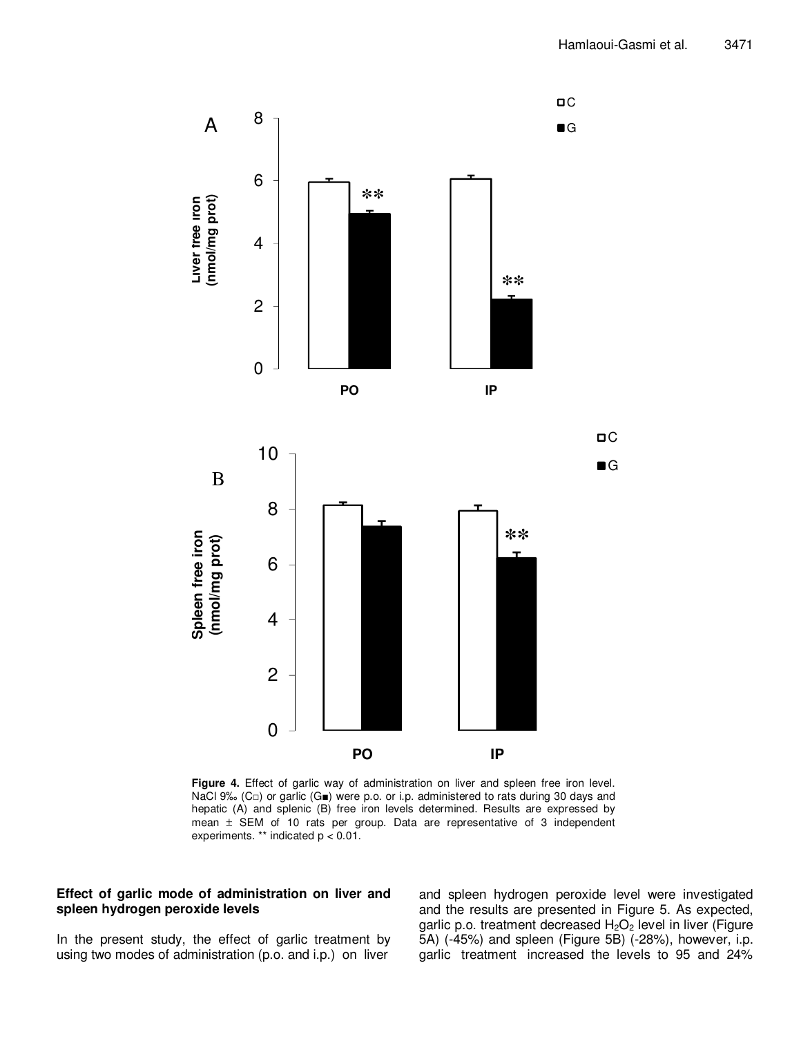A

8

6

4

2

0

Liver free iron (nmol/mg prot)

PO

IP

**

**

□C

■G

B

10

8

6

4

2

0

Spleen free iron (nmol/mg prot)

PO

IP

**

□C

■G

**Figure 4.** Effect of garlic way of administration on liver and spleen free iron level. NaCl 9‰ (C□) or garlic (G■) were p.o. or i.p. administered to rats during 30 days and hepatic (A) and splenic (B) free iron levels determined. Results are expressed by mean ± SEM of 10 rats per group. Data are representative of 3 independent experiments. ** indicated $p < 0.01$.

### Effect of garlic mode of administration on liver and spleen hydrogen peroxide levels

In the present study, the effect of garlic treatment by using two modes of administration (p.o. and i.p.) on liver and spleen hydrogen peroxide level were investigated and the results are presented in Figure 5. As expected, garlic p.o. treatment decreased $H_2O_2$ level in liver (Figure 5A) (-45%) and spleen (Figure 5B) (-28%), however, i.p. garlic treatment increased the levels to 95 and 24%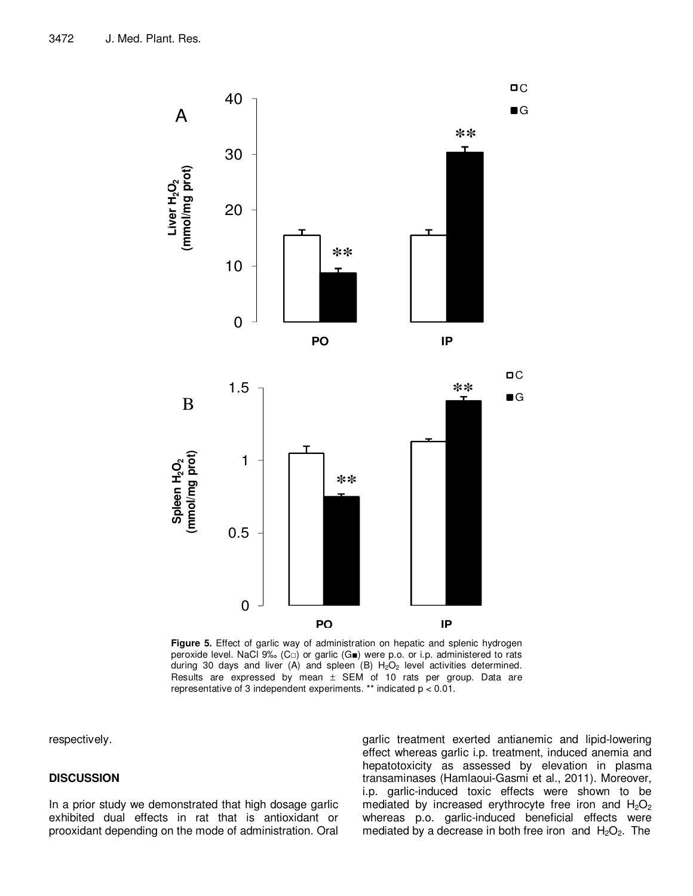A

40

30

20

10

0

Liver $H_2O_2$ (mmol/mg prot)

□C

■G

**

**

PO

IP

B

1.5

1

0.5

0

Spleen $H_2O_2$ (mmol/mg prot)

□C

■G

**

**

PO

IP

**Figure 5.** Effect of garlic way of administration on hepatic and splenic hydrogen peroxide level. NaCl 9‰ (C□) or garlic (G■) were p.o. or i.p. administered to rats during 30 days and liver (A) and spleen (B) $H_2O_2$ level activities determined. Results are expressed by mean ± SEM of 10 rats per group. Data are representative of 3 independent experiments. ** indicated $p < 0.01$.

respectively.

## DISCUSSION

In a prior study we demonstrated that high dosage garlic exhibited dual effects in rat that is antioxidant or prooxidant depending on the mode of administration. Oral garlic treatment exerted antianemic and lipid-lowering effect whereas garlic i.p. treatment, induced anemia and hepatotoxicity as assessed by elevation in plasma transaminases (Hamlaoui-Gasmi et al., 2011). Moreover, i.p. garlic-induced toxic effects were shown to be mediated by increased erythrocyte free iron and $H_2O_2$ whereas p.o. garlic-induced beneficial effects were mediated by a decrease in both free iron and $H_2O_2$. The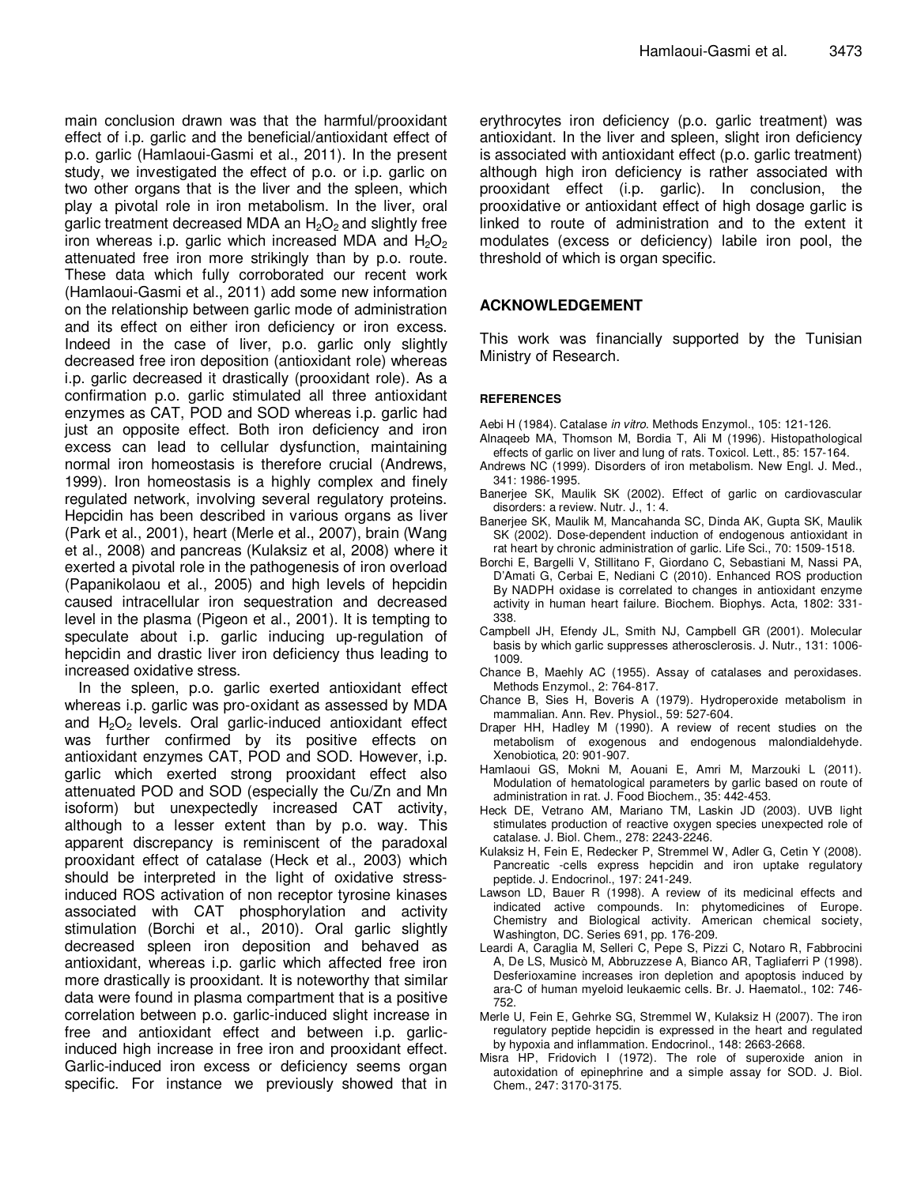main conclusion drawn was that the harmful/prooxidant effect of i.p. garlic and the beneficial/antioxidant effect of p.o. garlic (Hamlaoui-Gasmi et al., 2011). In the present study, we investigated the effect of p.o. or i.p. garlic on two other organs that is the liver and the spleen, which play a pivotal role in iron metabolism. In the liver, oral garlic treatment decreased MDA an $H_2O_2$ and slightly free iron whereas i.p. garlic which increased MDA and $H_2O_2$ attenuated free iron more strikingly than by p.o. route. These data which fully corroborated our recent work (Hamlaoui-Gasmi et al., 2011) add some new information on the relationship between garlic mode of administration and its effect on either iron deficiency or iron excess. Indeed in the case of liver, p.o. garlic only slightly decreased free iron deposition (antioxidant role) whereas i.p. garlic decreased it drastically (prooxidant role). As a confirmation p.o. garlic stimulated all three antioxidant enzymes as CAT, POD and SOD whereas i.p. garlic had just an opposite effect. Both iron deficiency and iron excess can lead to cellular dysfunction, maintaining normal iron homeostasis is therefore crucial (Andrews, 1999). Iron homeostasis is a highly complex and finely regulated network, involving several regulatory proteins. Hepcidin has been described in various organs as liver (Park et al., 2001), heart (Merle et al., 2007), brain (Wang et al., 2008) and pancreas (Kulaksiz et al, 2008) where it exerted a pivotal role in the pathogenesis of iron overload (Papanikolaou et al., 2005) and high levels of hepcidin caused intracellular iron sequestration and decreased level in the plasma (Pigeon et al., 2001). It is tempting to speculate about i.p. garlic inducing up-regulation of hepcidin and drastic liver iron deficiency thus leading to increased oxidative stress.

In the spleen, p.o. garlic exerted antioxidant effect whereas i.p. garlic was pro-oxidant as assessed by MDA and $H_2O_2$ levels. Oral garlic-induced antioxidant effect was further confirmed by its positive effects on antioxidant enzymes CAT, POD and SOD. However, i.p. garlic which exerted strong prooxidant effect also attenuated POD and SOD (especially the Cu/Zn and Mn isoform) but unexpectedly increased CAT activity, although to a lesser extent than by p.o. way. This apparent discrepancy is reminiscent of the paradoxal prooxidant effect of catalase (Heck et al., 2003) which should be interpreted in the light of oxidative stress-induced ROS activation of non receptor tyrosine kinases associated with CAT phosphorylation and activity stimulation (Borchi et al., 2010). Oral garlic slightly decreased spleen iron deposition and behaved as antioxidant, whereas i.p. garlic which affected free iron more drastically is prooxidant. It is noteworthy that similar data were found in plasma compartment that is a positive correlation between p.o. garlic-induced slight increase in free and antioxidant effect and between i.p. garlic-induced high increase in free iron and prooxidant effect. Garlic-induced iron excess or deficiency seems organ specific. For instance we previously showed that in erythrocytes iron deficiency (p.o. garlic treatment) was antioxidant. In the liver and spleen, slight iron deficiency is associated with antioxidant effect (p.o. garlic treatment) although high iron deficiency is rather associated with prooxidant effect (i.p. garlic). In conclusion, the prooxidative or antioxidant effect of high dosage garlic is linked to route of administration and to the extent it modulates (excess or deficiency) labile iron pool, the threshold of which is organ specific.

## ACKNOWLEDGEMENT

This work was financially supported by the Tunisian Ministry of Research.

### REFERENCES

Aebi H (1984). Catalase *in vitro*. Methods Enzymol., 105: 121-126.

Alnaqeeb MA, Thomson M, Bordia T, Ali M (1996). Histopathological effects of garlic on liver and lung of rats. Toxicol. Lett., 85: 157-164.

Andrews NC (1999). Disorders of iron metabolism. New Engl. J. Med., 341: 1986-1995.

Banerjee SK, Maulik SK (2002). Effect of garlic on cardiovascular disorders: a review. Nutr. J., 1: 4.

Banerjee SK, Maulik M, Mancahanda SC, Dinda AK, Gupta SK, Maulik SK (2002). Dose-dependent induction of endogenous antioxidant in rat heart by chronic administration of garlic. Life Sci., 70: 1509-1518.

Borchi E, Bargelli V, Stillitano F, Giordano C, Sebastiani M, Nassi PA, D'Amati G, Cerbai E, Nediani C (2010). Enhanced ROS production By NADPH oxidase is correlated to changes in antioxidant enzyme activity in human heart failure. Biochem. Biophys. Acta, 1802: 331-338.

Campbell JH, Efendy JL, Smith NJ, Campbell GR (2001). Molecular basis by which garlic suppresses atherosclerosis. J. Nutr., 131: 1006-1009.

Chance B, Maehly AC (1955). Assay of catalases and peroxidases. Methods Enzymol., 2: 764-817.

Chance B, Sies H, Boveris A (1979). Hydroperoxide metabolism in mammalian. Ann. Rev. Physiol., 59: 527-604.

Draper HH, Hadley M (1990). A review of recent studies on the metabolism of exogenous and endogenous malondialdehyde. Xenobiotica, 20: 901-907.

Hamlaoui GS, Mokni M, Aouani E, Amri M, Marzouki L (2011). Modulation of hematological parameters by garlic based on route of administration in rat. J. Food Biochem., 35: 442-453.

Heck DE, Vetrano AM, Mariano TM, Laskin JD (2003). UVB light stimulates production of reactive oxygen species unexpected role of catalase. J. Biol. Chem., 278: 2243-2246.

Kulaksiz H, Fein E, Redecker P, Stremmel W, Adler G, Cetin Y (2008). Pancreatic -cells express hepcidin and iron uptake regulatory peptide. J. Endocrinol., 197: 241-249.

Lawson LD, Bauer R (1998). A review of its medicinal effects and indicated active compounds. In: phytomedicines of Europe. Chemistry and Biological activity. American chemical society, Washington, DC. Series 691, pp. 176-209.

Leardi A, Caraglia M, Selleri C, Pepe S, Pizzi C, Notaro R, Fabbrocini A, De LS, Musicò M, Abbruzzese A, Bianco AR, Tagliaferri P (1998). Desferioxamine increases iron depletion and apoptosis induced by ara-C of human myeloid leukaemic cells. Br. J. Haematol., 102: 746-752.

Merle U, Fein E, Gehrke SG, Stremmel W, Kulaksiz H (2007). The iron regulatory peptide hepcidin is expressed in the heart and regulated by hypoxia and inflammation. Endocrinol., 148: 2663-2668.

Misra HP, Fridovich I (1972). The role of superoxide anion in autoxidation of epinephrine and a simple assay for SOD. J. Biol. Chem., 247: 3170-3175.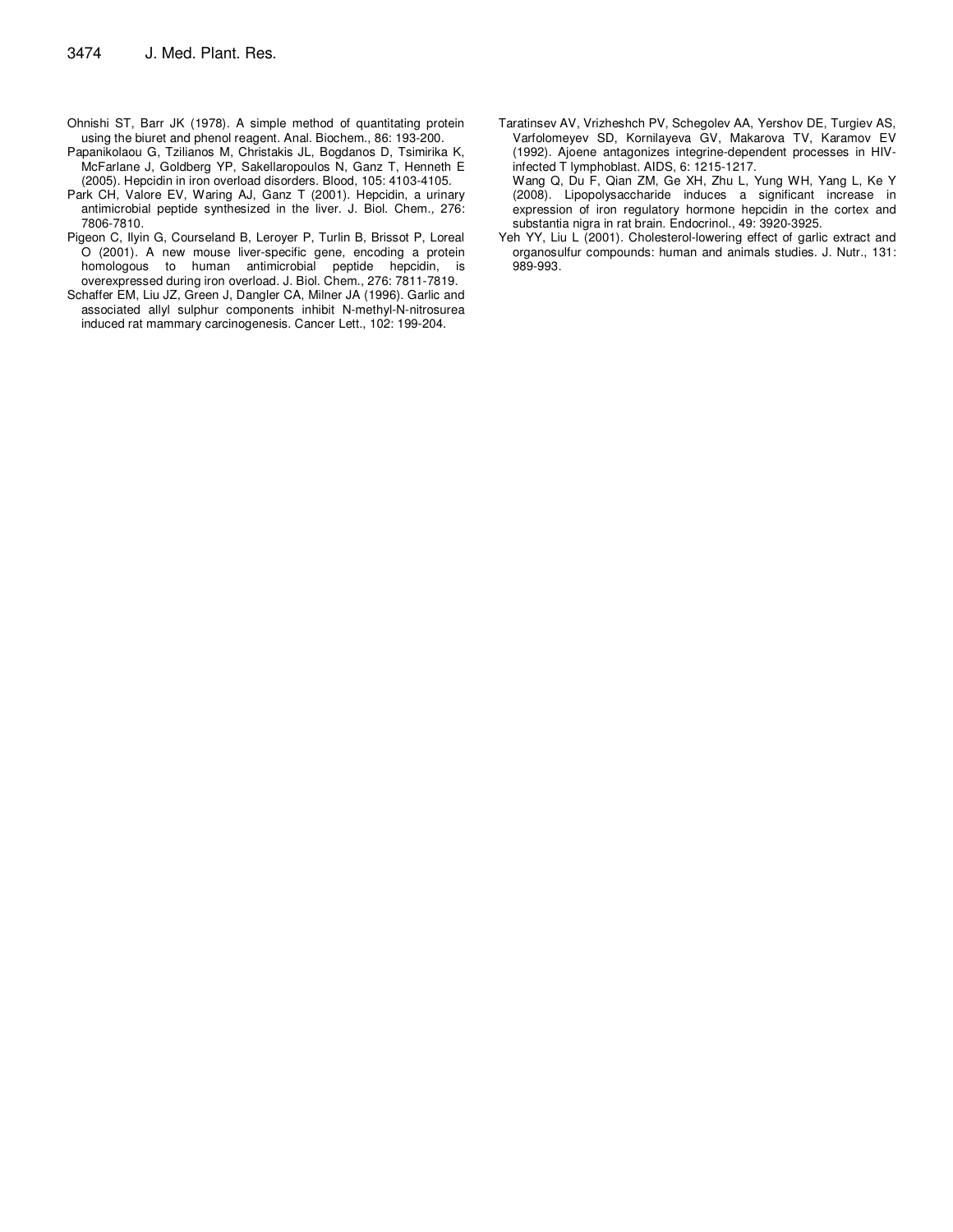Ohnishi ST, Barr JK (1978). A simple method of quantitating protein using the biuret and phenol reagent. Anal. Biochem., 86: 193-200.

Papanikolaou G, Tzilianos M, Christakis JL, Bogdanos D, Tsimirika K, McFarlane J, Goldberg YP, Sakellaropoulos N, Ganz T, Henneth E (2005). Hepcidin in iron overload disorders. Blood, 105: 4103-4105.

Park CH, Valore EV, Waring AJ, Ganz T (2001). Hepcidin, a urinary antimicrobial peptide synthesized in the liver. J. Biol. Chem., 276: 7806-7810.

Pigeon C, Ilyin G, Courseland B, Leroyer P, Turlin B, Brissot P, Loreal O (2001). A new mouse liver-specific gene, encoding a protein homologous to human antimicrobial peptide hepcidin, is overexpressed during iron overload. J. Biol. Chem., 276: 7811-7819.

Schaffer EM, Liu JZ, Green J, Dangler CA, Milner JA (1996). Garlic and associated allyl sulphur components inhibit N-methyl-N-nitrosurea induced rat mammary carcinogenesis. Cancer Lett., 102: 199-204.

Taratinsev AV, Vrizheshch PV, Schegolev AA, Yershov DE, Turgiev AS, Varfolomeyev SD, Kornilayeva GV, Makarova TV, Karamov EV (1992). Ajoene antagonizes integrine-dependent processes in HIV-infected T lymphoblast. AIDS, 6: 1215-1217.

Wang Q, Du F, Qian ZM, Ge XH, Zhu L, Yung WH, Yang L, Ke Y (2008). Lipopolysaccharide induces a significant increase in expression of iron regulatory hormone hepcidin in the cortex and substantia nigra in rat brain. Endocrinol., 49: 3920-3925.

Yeh YY, Liu L (2001). Cholesterol-lowering effect of garlic extract and organosulfur compounds: human and animals studies. J. Nutr., 131: 989-993.